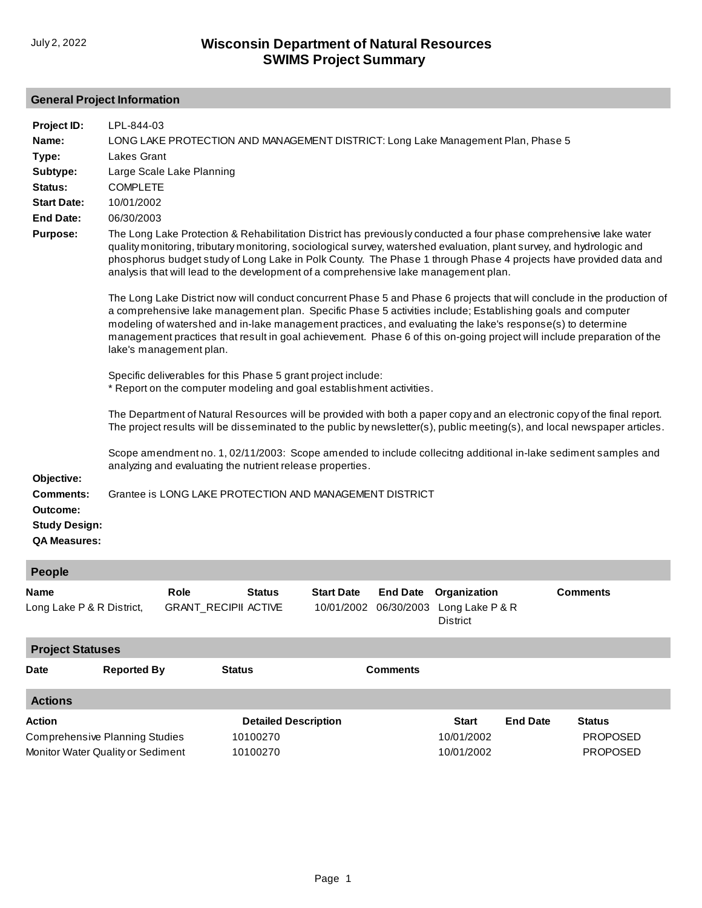# Wisconsin Department of Natural Resources
## SWIMS Project Summary

July 2, 2022

### General Project Information

**Project ID:** LPL-844-03

**Name:** LONG LAKE PROTECTION AND MANAGEMENT DISTRICT: Long Lake Management Plan, Phase 5

**Type:** Lakes Grant

**Subtype:** Large Scale Lake Planning

**Status:** COMPLETE

**Start Date:** 10/01/2002

**End Date:** 06/30/2003

**Purpose:** The Long Lake Protection & Rehabilitation District has previously conducted a four phase comprehensive lake water quality monitoring, tributary monitoring, sociological survey, watershed evaluation, plant survey, and hydrologic and phosphorus budget study of Long Lake in Polk County. The Phase 1 through Phase 4 projects have provided data and analysis that will lead to the development of a comprehensive lake management plan.

The Long Lake District now will conduct concurrent Phase 5 and Phase 6 projects that will conclude in the production of a comprehensive lake management plan. Specific Phase 5 activities include; Establishing goals and computer modeling of watershed and in-lake management practices, and evaluating the lake's response(s) to determine management practices that result in goal achievement. Phase 6 of this on-going project will include preparation of the lake's management plan.

Specific deliverables for this Phase 5 grant project include:
* Report on the computer modeling and goal establishment activities.

The Department of Natural Resources will be provided with both a paper copy and an electronic copy of the final report. The project results will be disseminated to the public by newsletter(s), public meeting(s), and local newspaper articles.

Scope amendment no. 1, 02/11/2003: Scope amended to include collecitng additional in-lake sediment samples and analyzing and evaluating the nutrient release properties.

**Objective:**

**Comments:** Grantee is LONG LAKE PROTECTION AND MANAGEMENT DISTRICT

**Outcome:**

**Study Design:**

**QA Measures:**

### People

| Name | Role | Status | Start Date | End Date | Organization | Comments |
|---|---|---|---|---|---|---|
| Long Lake P & R District, | GRANT_RECIPII | ACTIVE | 10/01/2002 | 06/30/2003 | Long Lake P & R District | |

### Project Statuses

| Date | Reported By | Status | Comments |
|---|---|---|---|

### Actions

| Action | Detailed Description | Start | End Date | Status |
|---|---|---|---|---|
| Comprehensive Planning Studies | 10100270 | 10/01/2002 | | PROPOSED |
| Monitor Water Quality or Sediment | 10100270 | 10/01/2002 | | PROPOSED |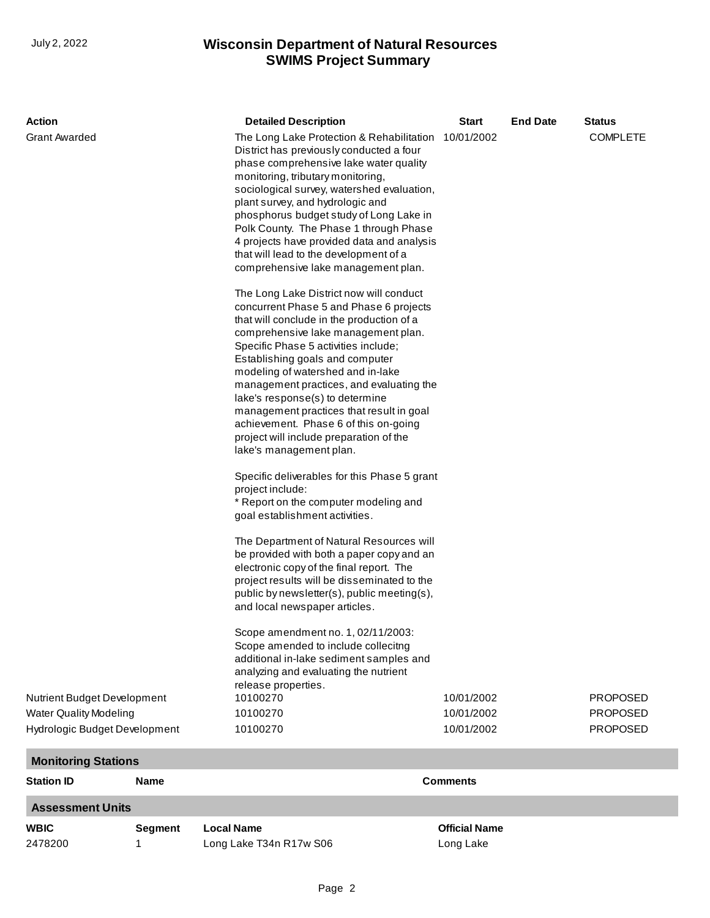# Wisconsin Department of Natural Resources
## SWIMS Project Summary

| Action | Detailed Description | Start | End Date | Status |
|---|---|---|---|---|
| Grant Awarded | The Long Lake Protection & Rehabilitation District has previously conducted a four phase comprehensive lake water quality monitoring, tributary monitoring, sociological survey, watershed evaluation, plant survey, and hydrologic and phosphorus budget study of Long Lake in Polk County. The Phase 1 through Phase 4 projects have provided data and analysis that will lead to the development of a comprehensive lake management plan.<br><br>The Long Lake District now will conduct concurrent Phase 5 and Phase 6 projects that will conclude in the production of a comprehensive lake management plan. Specific Phase 5 activities include; Establishing goals and computer modeling of watershed and in-lake management practices, and evaluating the lake's response(s) to determine management practices that result in goal achievement. Phase 6 of this on-going project will include preparation of the lake's management plan.<br><br>Specific deliverables for this Phase 5 grant project include:<br>* Report on the computer modeling and goal establishment activities.<br><br>The Department of Natural Resources will be provided with both a paper copy and an electronic copy of the final report. The project results will be disseminated to the public by newsletter(s), public meeting(s), and local newspaper articles.<br><br>Scope amendment no. 1, 02/11/2003: Scope amended to include collecitng additional in-lake sediment samples and analyzing and evaluating the nutrient release properties. | 10/01/2002 | | COMPLETE |
| Nutrient Budget Development | 10100270 | 10/01/2002 | | PROPOSED |
| Water Quality Modeling | 10100270 | 10/01/2002 | | PROPOSED |
| Hydrologic Budget Development | 10100270 | 10/01/2002 | | PROPOSED |

## Monitoring Stations

| Station ID | Name | Comments |
|---|---|---|

## Assessment Units

| WBIC | Segment | Local Name | Official Name |
|---|---|---|---|
| 2478200 | 1 | Long Lake T34n R17w S06 | Long Lake |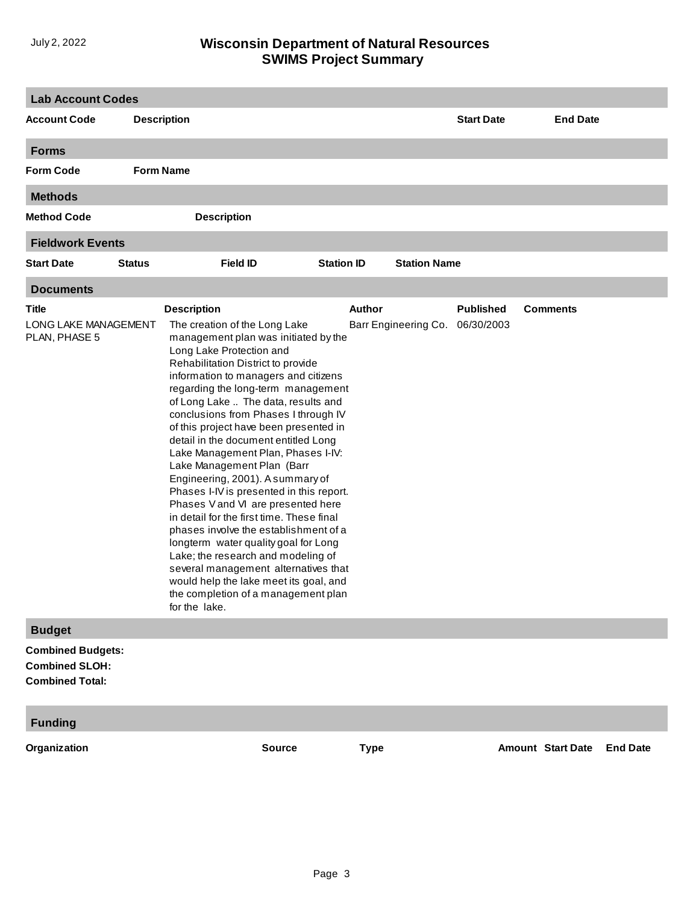## Lab Account Codes

| Account Code | Description | Start Date | End Date |
| --- | --- | --- | --- |

## Forms

| Form Code | Form Name |
| --- | --- |

## Methods

| Method Code | Description |
| --- | --- |

## Fieldwork Events

| Start Date | Status | Field ID | Station ID | Station Name |
| --- | --- | --- | --- | --- |

## Documents

| Title | Description | Author | Published | Comments |
| --- | --- | --- | --- | --- |
| LONG LAKE MANAGEMENT PLAN, PHASE 5 | The creation of the Long Lake management plan was initiated by the Long Lake Protection and Rehabilitation District to provide information to managers and citizens regarding the long-term management of Long Lake .. The data, results and conclusions from Phases I through IV of this project have been presented in detail in the document entitled Long Lake Management Plan, Phases I-IV: Lake Management Plan (Barr Engineering, 2001). A summary of Phases I-IV is presented in this report. Phases V and VI are presented here in detail for the first time. These final phases involve the establishment of a longterm water quality goal for Long Lake; the research and modeling of several management alternatives that would help the lake meet its goal, and the completion of a management plan for the lake. | Barr Engineering Co. | 06/30/2003 | |

## Budget

**Combined Budgets:**

**Combined SLOH:**

**Combined Total:**

## Funding

| Organization | Source | Type | Amount | Start Date | End Date |
| --- | --- | --- | --- | --- | --- |